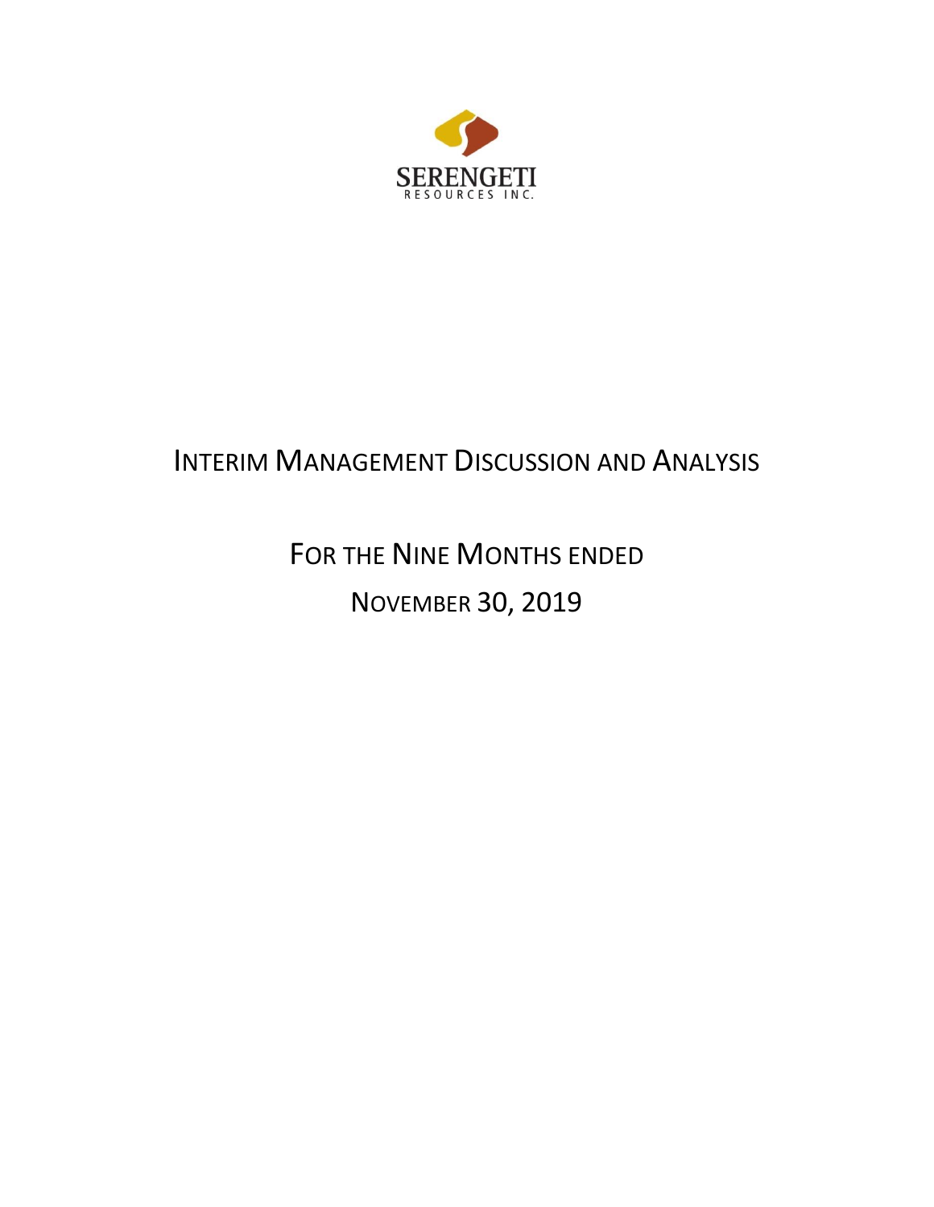SERENGETI
RESOURCES INC.

# Interim Management Discussion and Analysis

## For the Nine Months ended

## November 30, 2019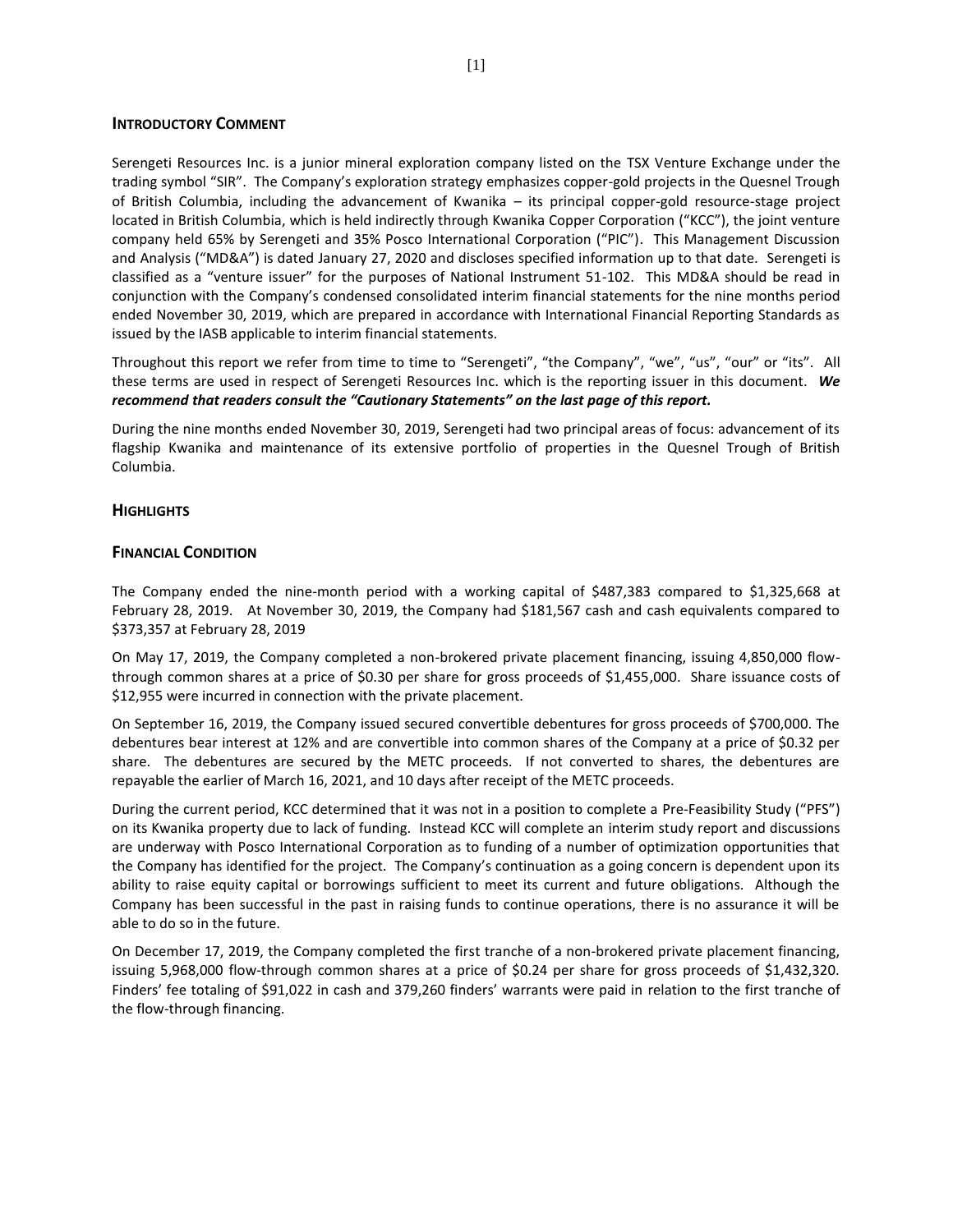## INTRODUCTORY COMMENT

Serengeti Resources Inc. is a junior mineral exploration company listed on the TSX Venture Exchange under the trading symbol "SIR". The Company's exploration strategy emphasizes copper-gold projects in the Quesnel Trough of British Columbia, including the advancement of Kwanika – its principal copper-gold resource-stage project located in British Columbia, which is held indirectly through Kwanika Copper Corporation ("KCC"), the joint venture company held 65% by Serengeti and 35% Posco International Corporation ("PIC"). This Management Discussion and Analysis ("MD&A") is dated January 27, 2020 and discloses specified information up to that date. Serengeti is classified as a "venture issuer" for the purposes of National Instrument 51-102. This MD&A should be read in conjunction with the Company's condensed consolidated interim financial statements for the nine months period ended November 30, 2019, which are prepared in accordance with International Financial Reporting Standards as issued by the IASB applicable to interim financial statements.

Throughout this report we refer from time to time to "Serengeti", "the Company", "we", "us", "our" or "its". All these terms are used in respect of Serengeti Resources Inc. which is the reporting issuer in this document. ***We recommend that readers consult the "Cautionary Statements" on the last page of this report.***

During the nine months ended November 30, 2019, Serengeti had two principal areas of focus: advancement of its flagship Kwanika and maintenance of its extensive portfolio of properties in the Quesnel Trough of British Columbia.

## HIGHLIGHTS

## FINANCIAL CONDITION

The Company ended the nine-month period with a working capital of $487,383 compared to $1,325,668 at February 28, 2019. At November 30, 2019, the Company had $181,567 cash and cash equivalents compared to $373,357 at February 28, 2019

On May 17, 2019, the Company completed a non-brokered private placement financing, issuing 4,850,000 flow-through common shares at a price of $0.30 per share for gross proceeds of $1,455,000. Share issuance costs of $12,955 were incurred in connection with the private placement.

On September 16, 2019, the Company issued secured convertible debentures for gross proceeds of $700,000. The debentures bear interest at 12% and are convertible into common shares of the Company at a price of $0.32 per share. The debentures are secured by the METC proceeds. If not converted to shares, the debentures are repayable the earlier of March 16, 2021, and 10 days after receipt of the METC proceeds.

During the current period, KCC determined that it was not in a position to complete a Pre-Feasibility Study ("PFS") on its Kwanika property due to lack of funding. Instead KCC will complete an interim study report and discussions are underway with Posco International Corporation as to funding of a number of optimization opportunities that the Company has identified for the project. The Company's continuation as a going concern is dependent upon its ability to raise equity capital or borrowings sufficient to meet its current and future obligations. Although the Company has been successful in the past in raising funds to continue operations, there is no assurance it will be able to do so in the future.

On December 17, 2019, the Company completed the first tranche of a non-brokered private placement financing, issuing 5,968,000 flow-through common shares at a price of $0.24 per share for gross proceeds of $1,432,320. Finders' fee totaling of $91,022 in cash and 379,260 finders' warrants were paid in relation to the first tranche of the flow-through financing.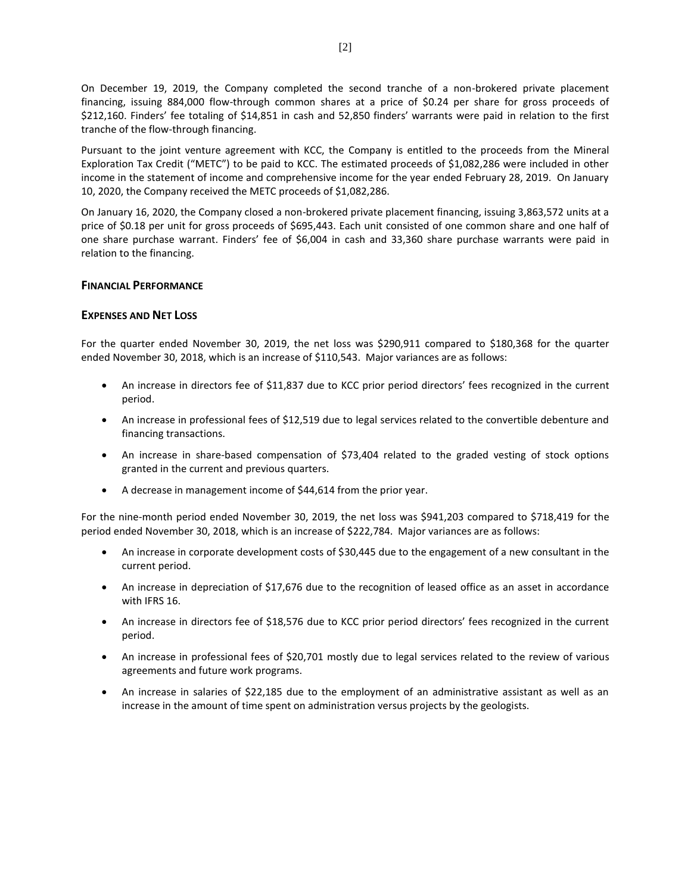On December 19, 2019, the Company completed the second tranche of a non-brokered private placement financing, issuing 884,000 flow-through common shares at a price of $0.24 per share for gross proceeds of $212,160. Finders' fee totaling of $14,851 in cash and 52,850 finders' warrants were paid in relation to the first tranche of the flow-through financing.

Pursuant to the joint venture agreement with KCC, the Company is entitled to the proceeds from the Mineral Exploration Tax Credit ("METC") to be paid to KCC. The estimated proceeds of $1,082,286 were included in other income in the statement of income and comprehensive income for the year ended February 28, 2019. On January 10, 2020, the Company received the METC proceeds of $1,082,286.

On January 16, 2020, the Company closed a non-brokered private placement financing, issuing 3,863,572 units at a price of $0.18 per unit for gross proceeds of $695,443. Each unit consisted of one common share and one half of one share purchase warrant. Finders' fee of $6,004 in cash and 33,360 share purchase warrants were paid in relation to the financing.

## FINANCIAL PERFORMANCE

## EXPENSES AND NET LOSS

For the quarter ended November 30, 2019, the net loss was $290,911 compared to $180,368 for the quarter ended November 30, 2018, which is an increase of $110,543. Major variances are as follows:

- An increase in directors fee of $11,837 due to KCC prior period directors' fees recognized in the current period.
- An increase in professional fees of $12,519 due to legal services related to the convertible debenture and financing transactions.
- An increase in share-based compensation of $73,404 related to the graded vesting of stock options granted in the current and previous quarters.
- A decrease in management income of $44,614 from the prior year.

For the nine-month period ended November 30, 2019, the net loss was $941,203 compared to $718,419 for the period ended November 30, 2018, which is an increase of $222,784. Major variances are as follows:

- An increase in corporate development costs of $30,445 due to the engagement of a new consultant in the current period.
- An increase in depreciation of $17,676 due to the recognition of leased office as an asset in accordance with IFRS 16.
- An increase in directors fee of $18,576 due to KCC prior period directors' fees recognized in the current period.
- An increase in professional fees of $20,701 mostly due to legal services related to the review of various agreements and future work programs.
- An increase in salaries of $22,185 due to the employment of an administrative assistant as well as an increase in the amount of time spent on administration versus projects by the geologists.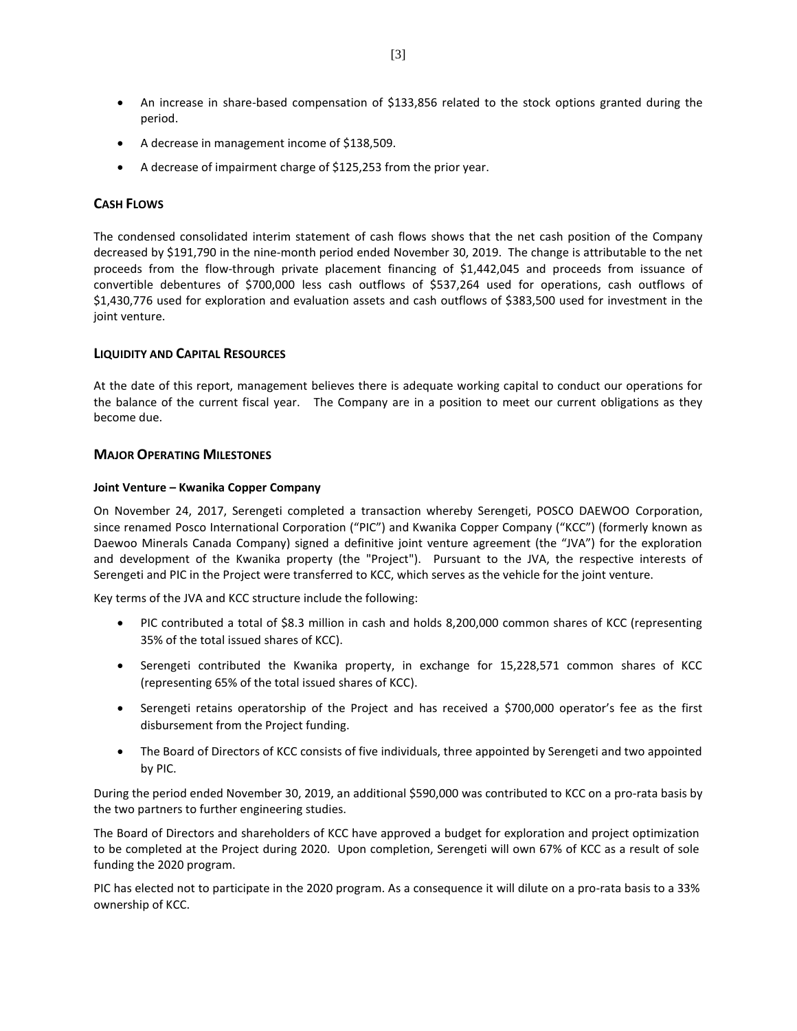- An increase in share-based compensation of $133,856 related to the stock options granted during the period.
- A decrease in management income of $138,509.
- A decrease of impairment charge of $125,253 from the prior year.

## CASH FLOWS

The condensed consolidated interim statement of cash flows shows that the net cash position of the Company decreased by $191,790 in the nine-month period ended November 30, 2019. The change is attributable to the net proceeds from the flow-through private placement financing of $1,442,045 and proceeds from issuance of convertible debentures of $700,000 less cash outflows of $537,264 used for operations, cash outflows of $1,430,776 used for exploration and evaluation assets and cash outflows of $383,500 used for investment in the joint venture.

## LIQUIDITY AND CAPITAL RESOURCES

At the date of this report, management believes there is adequate working capital to conduct our operations for the balance of the current fiscal year. The Company are in a position to meet our current obligations as they become due.

## MAJOR OPERATING MILESTONES

### Joint Venture – Kwanika Copper Company

On November 24, 2017, Serengeti completed a transaction whereby Serengeti, POSCO DAEWOO Corporation, since renamed Posco International Corporation ("PIC") and Kwanika Copper Company ("KCC") (formerly known as Daewoo Minerals Canada Company) signed a definitive joint venture agreement (the "JVA") for the exploration and development of the Kwanika property (the "Project"). Pursuant to the JVA, the respective interests of Serengeti and PIC in the Project were transferred to KCC, which serves as the vehicle for the joint venture.

Key terms of the JVA and KCC structure include the following:

- PIC contributed a total of $8.3 million in cash and holds 8,200,000 common shares of KCC (representing 35% of the total issued shares of KCC).
- Serengeti contributed the Kwanika property, in exchange for 15,228,571 common shares of KCC (representing 65% of the total issued shares of KCC).
- Serengeti retains operatorship of the Project and has received a $700,000 operator's fee as the first disbursement from the Project funding.
- The Board of Directors of KCC consists of five individuals, three appointed by Serengeti and two appointed by PIC.

During the period ended November 30, 2019, an additional $590,000 was contributed to KCC on a pro-rata basis by the two partners to further engineering studies.

The Board of Directors and shareholders of KCC have approved a budget for exploration and project optimization to be completed at the Project during 2020. Upon completion, Serengeti will own 67% of KCC as a result of sole funding the 2020 program.

PIC has elected not to participate in the 2020 program. As a consequence it will dilute on a pro-rata basis to a 33% ownership of KCC.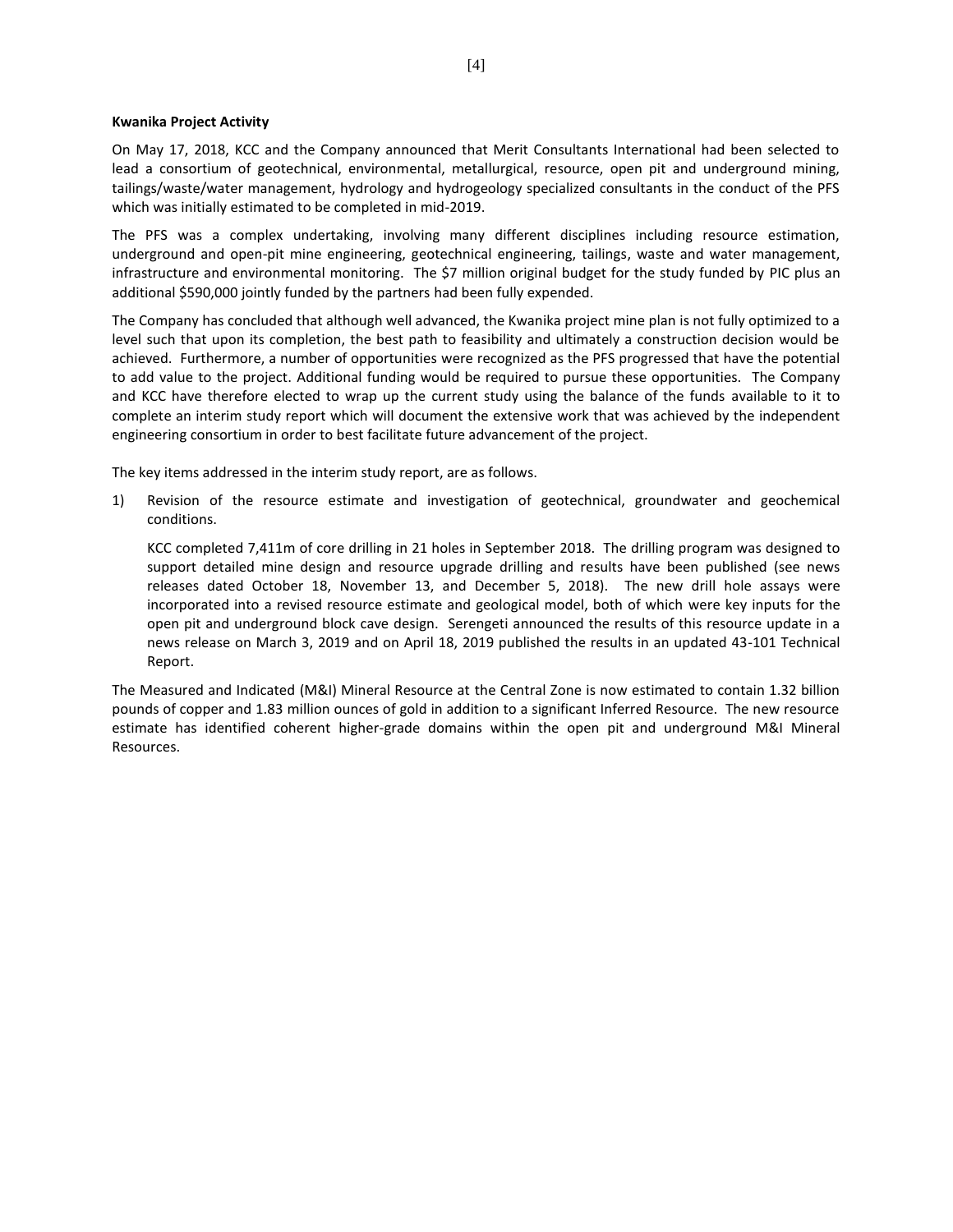**Kwanika Project Activity**

On May 17, 2018, KCC and the Company announced that Merit Consultants International had been selected to lead a consortium of geotechnical, environmental, metallurgical, resource, open pit and underground mining, tailings/waste/water management, hydrology and hydrogeology specialized consultants in the conduct of the PFS which was initially estimated to be completed in mid-2019.

The PFS was a complex undertaking, involving many different disciplines including resource estimation, underground and open-pit mine engineering, geotechnical engineering, tailings, waste and water management, infrastructure and environmental monitoring. The $7 million original budget for the study funded by PIC plus an additional $590,000 jointly funded by the partners had been fully expended.

The Company has concluded that although well advanced, the Kwanika project mine plan is not fully optimized to a level such that upon its completion, the best path to feasibility and ultimately a construction decision would be achieved. Furthermore, a number of opportunities were recognized as the PFS progressed that have the potential to add value to the project. Additional funding would be required to pursue these opportunities. The Company and KCC have therefore elected to wrap up the current study using the balance of the funds available to it to complete an interim study report which will document the extensive work that was achieved by the independent engineering consortium in order to best facilitate future advancement of the project.

The key items addressed in the interim study report, are as follows.

1) Revision of the resource estimate and investigation of geotechnical, groundwater and geochemical conditions.

   KCC completed 7,411m of core drilling in 21 holes in September 2018. The drilling program was designed to support detailed mine design and resource upgrade drilling and results have been published (see news releases dated October 18, November 13, and December 5, 2018). The new drill hole assays were incorporated into a revised resource estimate and geological model, both of which were key inputs for the open pit and underground block cave design. Serengeti announced the results of this resource update in a news release on March 3, 2019 and on April 18, 2019 published the results in an updated 43-101 Technical Report.

The Measured and Indicated (M&I) Mineral Resource at the Central Zone is now estimated to contain 1.32 billion pounds of copper and 1.83 million ounces of gold in addition to a significant Inferred Resource. The new resource estimate has identified coherent higher-grade domains within the open pit and underground M&I Mineral Resources.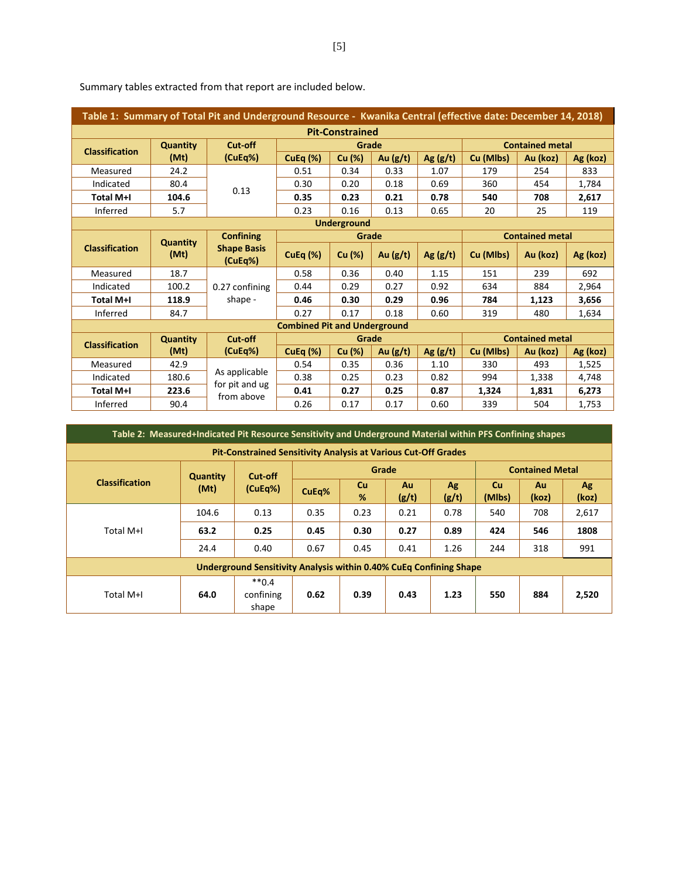Summary tables extracted from that report are included below.

**Table 1: Summary of Total Pit and Underground Resource - Kwanika Central (effective date: December 14, 2018)**

| Pit-Constrained | | | | | | | | | |
|---|---|---|---|---|---|---|---|---|---|
| **Classification** | **Quantity (Mt)** | **Cut-off (CuEq%)** | **Grade** | | | | **Contained metal** | | |
| | | | **CuEq (%)** | **Cu (%)** | **Au (g/t)** | **Ag (g/t)** | **Cu (Mlbs)** | **Au (koz)** | **Ag (koz)** |
| Measured | 24.2 | 0.13 | 0.51 | 0.34 | 0.33 | 1.07 | 179 | 254 | 833 |
| Indicated | 80.4 | | 0.30 | 0.20 | 0.18 | 0.69 | 360 | 454 | 1,784 |
| **Total M+I** | **104.6** | | **0.35** | **0.23** | **0.21** | **0.78** | **540** | **708** | **2,617** |
| Inferred | 5.7 | | 0.23 | 0.16 | 0.13 | 0.65 | 20 | 25 | 119 |
| **Underground** | | | | | | | | | |
| **Classification** | **Quantity (Mt)** | **Confining Shape Basis (CuEq%)** | **Grade** | | | | **Contained metal** | | |
| | | | **CuEq (%)** | **Cu (%)** | **Au (g/t)** | **Ag (g/t)** | **Cu (Mlbs)** | **Au (koz)** | **Ag (koz)** |
| Measured | 18.7 | 0.27 confining shape - | 0.58 | 0.36 | 0.40 | 1.15 | 151 | 239 | 692 |
| Indicated | 100.2 | | 0.44 | 0.29 | 0.27 | 0.92 | 634 | 884 | 2,964 |
| **Total M+I** | **118.9** | | **0.46** | **0.30** | **0.29** | **0.96** | **784** | **1,123** | **3,656** |
| Inferred | 84.7 | | 0.27 | 0.17 | 0.18 | 0.60 | 319 | 480 | 1,634 |
| **Combined Pit and Underground** | | | | | | | | | |
| **Classification** | **Quantity (Mt)** | **Cut-off (CuEq%)** | **Grade** | | | | **Contained metal** | | |
| | | | **CuEq (%)** | **Cu (%)** | **Au (g/t)** | **Ag (g/t)** | **Cu (Mlbs)** | **Au (koz)** | **Ag (koz)** |
| Measured | 42.9 | As applicable for pit and ug from above | 0.54 | 0.35 | 0.36 | 1.10 | 330 | 493 | 1,525 |
| Indicated | 180.6 | | 0.38 | 0.25 | 0.23 | 0.82 | 994 | 1,338 | 4,748 |
| **Total M+I** | **223.6** | | **0.41** | **0.27** | **0.25** | **0.87** | **1,324** | **1,831** | **6,273** |
| Inferred | 90.4 | | 0.26 | 0.17 | 0.17 | 0.60 | 339 | 504 | 1,753 |

**Table 2: Measured+Indicated Pit Resource Sensitivity and Underground Material within PFS Confining shapes**

| Pit-Constrained Sensitivity Analysis at Various Cut-Off Grades | | | | | | | | | |
|---|---|---|---|---|---|---|---|---|---|
| **Classification** | **Quantity (Mt)** | **Cut-off (CuEq%)** | **Grade** | | | | **Contained Metal** | | |
| | | | **CuEq%** | **Cu %** | **Au (g/t)** | **Ag (g/t)** | **Cu (Mlbs)** | **Au (koz)** | **Ag (koz)** |
| Total M+I | 104.6 | 0.13 | 0.35 | 0.23 | 0.21 | 0.78 | 540 | 708 | 2,617 |
| | **63.2** | **0.25** | **0.45** | **0.30** | **0.27** | **0.89** | **424** | **546** | **1808** |
| | 24.4 | 0.40 | 0.67 | 0.45 | 0.41 | 1.26 | 244 | 318 | 991 |
| **Underground Sensitivity Analysis within 0.40% CuEq Confining Shape** | | | | | | | | | |
| Total M+I | **64.0** | **0.4 confining shape | **0.62** | **0.39** | **0.43** | **1.23** | **550** | **884** | **2,520** |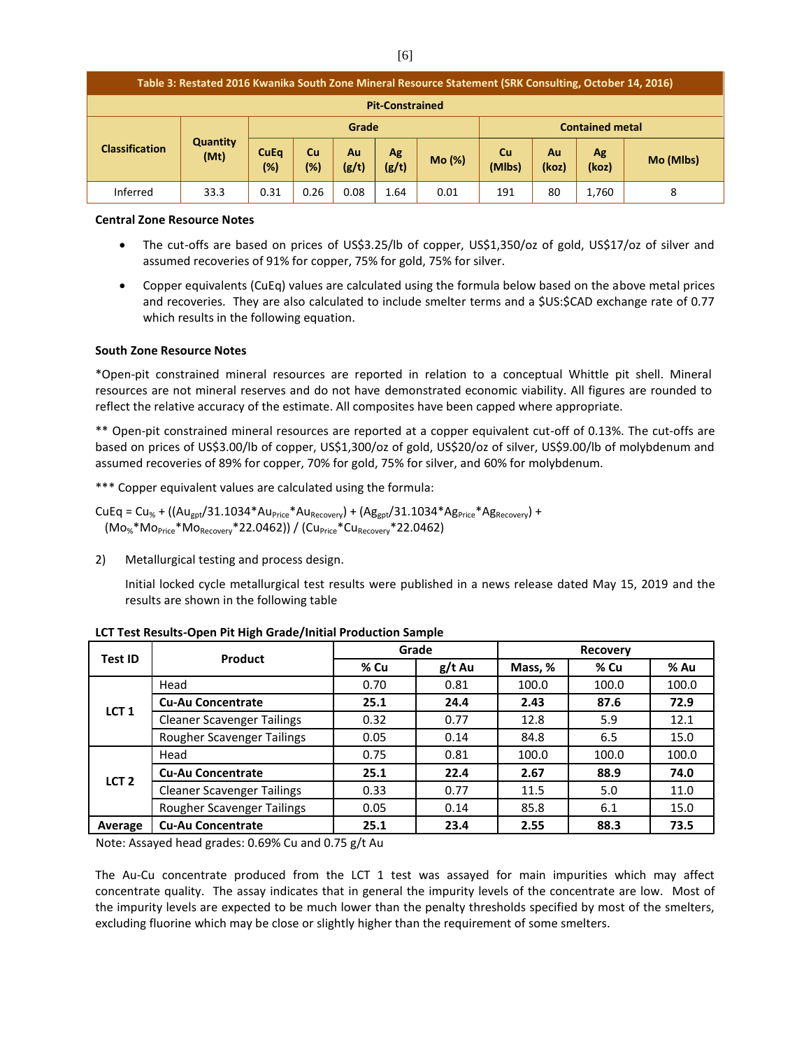| Table 3: Restated 2016 Kwanika South Zone Mineral Resource Statement (SRK Consulting, October 14, 2016) | | | | | | | | | | |
|---|---|---|---|---|---|---|---|---|---|---|
| Pit-Constrained | | | | | | | | | | |
| Classification | Quantity (Mt) | Grade | | | | | Contained metal | | | |
| | | CuEq (%) | Cu (%) | Au (g/t) | Ag (g/t) | Mo (%) | Cu (Mlbs) | Au (koz) | Ag (koz) | Mo (Mlbs) |
| Inferred | 33.3 | 0.31 | 0.26 | 0.08 | 1.64 | 0.01 | 191 | 80 | 1,760 | 8 |

**Central Zone Resource Notes**

- The cut-offs are based on prices of US$3.25/lb of copper, US$1,350/oz of gold, US$17/oz of silver and assumed recoveries of 91% for copper, 75% for gold, 75% for silver.
- Copper equivalents (CuEq) values are calculated using the formula below based on the above metal prices and recoveries. They are also calculated to include smelter terms and a $US:$CAD exchange rate of 0.77 which results in the following equation.

**South Zone Resource Notes**

*Open-pit constrained mineral resources are reported in relation to a conceptual Whittle pit shell. Mineral resources are not mineral reserves and do not have demonstrated economic viability. All figures are rounded to reflect the relative accuracy of the estimate. All composites have been capped where appropriate.

** Open-pit constrained mineral resources are reported at a copper equivalent cut-off of 0.13%. The cut-offs are based on prices of US$3.00/lb of copper, US$1,300/oz of gold, US$20/oz of silver, US$9.00/lb of molybdenum and assumed recoveries of 89% for copper, 70% for gold, 75% for silver, and 60% for molybdenum.

*** Copper equivalent values are calculated using the formula:

$$CuEq = Cu_{\%} + ((Au_{gpt}/31.1034*Au_{Price}*Au_{Recovery}) + (Ag_{gpt}/31.1034*Ag_{Price}*Ag_{Recovery}) + (Mo_{\%}*Mo_{Price}*Mo_{Recovery}*22.0462)) / (Cu_{Price}*Cu_{Recovery}*22.0462)$$

2) Metallurgical testing and process design.

Initial locked cycle metallurgical test results were published in a news release dated May 15, 2019 and the results are shown in the following table

**LCT Test Results-Open Pit High Grade/Initial Production Sample**

| Test ID | Product | Grade | | Recovery | | |
|---|---|---|---|---|---|---|
| | | % Cu | g/t Au | Mass, % | % Cu | % Au |
| LCT 1 | Head | 0.70 | 0.81 | 100.0 | 100.0 | 100.0 |
| | **Cu-Au Concentrate** | **25.1** | **24.4** | **2.43** | **87.6** | **72.9** |
| | Cleaner Scavenger Tailings | 0.32 | 0.77 | 12.8 | 5.9 | 12.1 |
| | Rougher Scavenger Tailings | 0.05 | 0.14 | 84.8 | 6.5 | 15.0 |
| LCT 2 | Head | 0.75 | 0.81 | 100.0 | 100.0 | 100.0 |
| | **Cu-Au Concentrate** | **25.1** | **22.4** | **2.67** | **88.9** | **74.0** |
| | Cleaner Scavenger Tailings | 0.33 | 0.77 | 11.5 | 5.0 | 11.0 |
| | Rougher Scavenger Tailings | 0.05 | 0.14 | 85.8 | 6.1 | 15.0 |
| **Average** | **Cu-Au Concentrate** | **25.1** | **23.4** | **2.55** | **88.3** | **73.5** |

Note: Assayed head grades: 0.69% Cu and 0.75 g/t Au

The Au-Cu concentrate produced from the LCT 1 test was assayed for main impurities which may affect concentrate quality. The assay indicates that in general the impurity levels of the concentrate are low. Most of the impurity levels are expected to be much lower than the penalty thresholds specified by most of the smelters, excluding fluorine which may be close or slightly higher than the requirement of some smelters.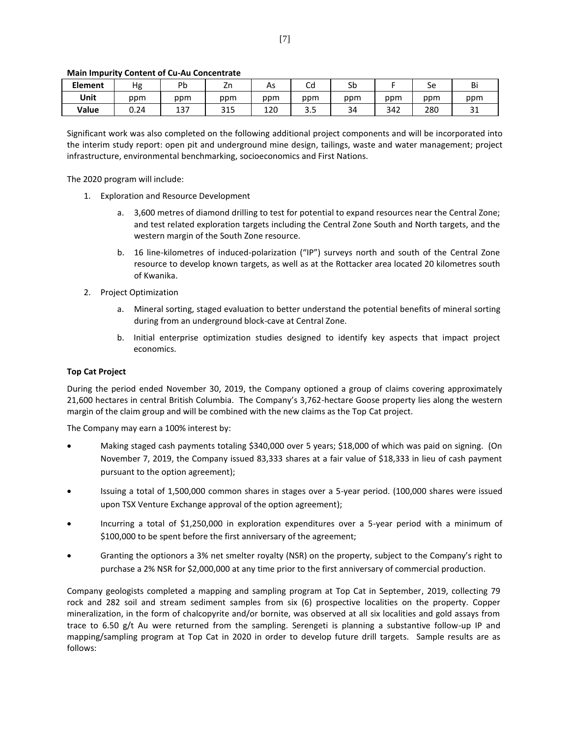**Main Impurity Content of Cu-Au Concentrate**

| Element | Hg | Pb | Zn | As | Cd | Sb | F | Se | Bi |
|---|---|---|---|---|---|---|---|---|---|
| Unit | ppm | ppm | ppm | ppm | ppm | ppm | ppm | ppm | ppm |
| Value | 0.24 | 137 | 315 | 120 | 3.5 | 34 | 342 | 280 | 31 |

Significant work was also completed on the following additional project components and will be incorporated into the interim study report: open pit and underground mine design, tailings, waste and water management; project infrastructure, environmental benchmarking, socioeconomics and First Nations.

The 2020 program will include:

1. Exploration and Resource Development
   a. 3,600 metres of diamond drilling to test for potential to expand resources near the Central Zone; and test related exploration targets including the Central Zone South and North targets, and the western margin of the South Zone resource.
   b. 16 line-kilometres of induced-polarization ("IP") surveys north and south of the Central Zone resource to develop known targets, as well as at the Rottacker area located 20 kilometres south of Kwanika.
2. Project Optimization
   a. Mineral sorting, staged evaluation to better understand the potential benefits of mineral sorting during from an underground block-cave at Central Zone.
   b. Initial enterprise optimization studies designed to identify key aspects that impact project economics.

**Top Cat Project**

During the period ended November 30, 2019, the Company optioned a group of claims covering approximately 21,600 hectares in central British Columbia. The Company's 3,762-hectare Goose property lies along the western margin of the claim group and will be combined with the new claims as the Top Cat project.

The Company may earn a 100% interest by:

- Making staged cash payments totaling $340,000 over 5 years; $18,000 of which was paid on signing. (On November 7, 2019, the Company issued 83,333 shares at a fair value of $18,333 in lieu of cash payment pursuant to the option agreement);
- Issuing a total of 1,500,000 common shares in stages over a 5-year period. (100,000 shares were issued upon TSX Venture Exchange approval of the option agreement);
- Incurring a total of $1,250,000 in exploration expenditures over a 5-year period with a minimum of $100,000 to be spent before the first anniversary of the agreement;
- Granting the optionors a 3% net smelter royalty (NSR) on the property, subject to the Company's right to purchase a 2% NSR for $2,000,000 at any time prior to the first anniversary of commercial production.

Company geologists completed a mapping and sampling program at Top Cat in September, 2019, collecting 79 rock and 282 soil and stream sediment samples from six (6) prospective localities on the property. Copper mineralization, in the form of chalcopyrite and/or bornite, was observed at all six localities and gold assays from trace to 6.50 g/t Au were returned from the sampling. Serengeti is planning a substantive follow-up IP and mapping/sampling program at Top Cat in 2020 in order to develop future drill targets. Sample results are as follows: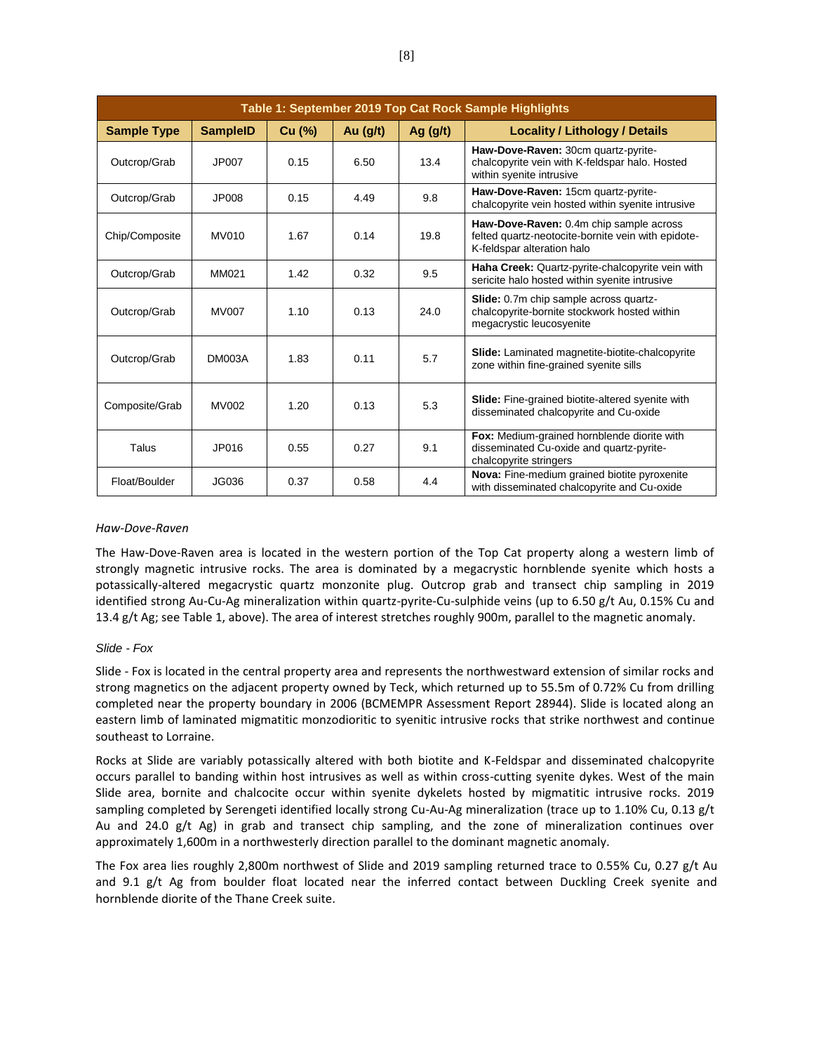| Table 1: September 2019 Top Cat Rock Sample Highlights | | | | | |
|---|---|---|---|---|---|
| **Sample Type** | **SampleID** | **Cu (%)** | **Au (g/t)** | **Ag (g/t)** | **Locality / Lithology / Details** |
| Outcrop/Grab | JP007 | 0.15 | 6.50 | 13.4 | **Haw-Dove-Raven:** 30cm quartz-pyrite-chalcopyrite vein with K-feldspar halo. Hosted within syenite intrusive |
| Outcrop/Grab | JP008 | 0.15 | 4.49 | 9.8 | **Haw-Dove-Raven:** 15cm quartz-pyrite-chalcopyrite vein hosted within syenite intrusive |
| Chip/Composite | MV010 | 1.67 | 0.14 | 19.8 | **Haw-Dove-Raven:** 0.4m chip sample across felted quartz-neotocite-bornite vein with epidote-K-feldspar alteration halo |
| Outcrop/Grab | MM021 | 1.42 | 0.32 | 9.5 | **Haha Creek:** Quartz-pyrite-chalcopyrite vein with sericite halo hosted within syenite intrusive |
| Outcrop/Grab | MV007 | 1.10 | 0.13 | 24.0 | **Slide:** 0.7m chip sample across quartz-chalcopyrite-bornite stockwork hosted within megacrystic leucosyenite |
| Outcrop/Grab | DM003A | 1.83 | 0.11 | 5.7 | **Slide:** Laminated magnetite-biotite-chalcopyrite zone within fine-grained syenite sills |
| Composite/Grab | MV002 | 1.20 | 0.13 | 5.3 | **Slide:** Fine-grained biotite-altered syenite with disseminated chalcopyrite and Cu-oxide |
| Talus | JP016 | 0.55 | 0.27 | 9.1 | **Fox:** Medium-grained hornblende diorite with disseminated Cu-oxide and quartz-pyrite-chalcopyrite stringers |
| Float/Boulder | JG036 | 0.37 | 0.58 | 4.4 | **Nova:** Fine-medium grained biotite pyroxenite with disseminated chalcopyrite and Cu-oxide |

*Haw-Dove-Raven*

The Haw-Dove-Raven area is located in the western portion of the Top Cat property along a western limb of strongly magnetic intrusive rocks. The area is dominated by a megacrystic hornblende syenite which hosts a potassically-altered megacrystic quartz monzonite plug. Outcrop grab and transect chip sampling in 2019 identified strong Au-Cu-Ag mineralization within quartz-pyrite-Cu-sulphide veins (up to 6.50 g/t Au, 0.15% Cu and 13.4 g/t Ag; see Table 1, above). The area of interest stretches roughly 900m, parallel to the magnetic anomaly.

*Slide - Fox*

Slide - Fox is located in the central property area and represents the northwestward extension of similar rocks and strong magnetics on the adjacent property owned by Teck, which returned up to 55.5m of 0.72% Cu from drilling completed near the property boundary in 2006 (BCMEMPR Assessment Report 28944). Slide is located along an eastern limb of laminated migmatitic monzodioritic to syenitic intrusive rocks that strike northwest and continue southeast to Lorraine.

Rocks at Slide are variably potassically altered with both biotite and K-Feldspar and disseminated chalcopyrite occurs parallel to banding within host intrusives as well as within cross-cutting syenite dykes. West of the main Slide area, bornite and chalcocite occur within syenite dykelets hosted by migmatitic intrusive rocks. 2019 sampling completed by Serengeti identified locally strong Cu-Au-Ag mineralization (trace up to 1.10% Cu, 0.13 g/t Au and 24.0 g/t Ag) in grab and transect chip sampling, and the zone of mineralization continues over approximately 1,600m in a northwesterly direction parallel to the dominant magnetic anomaly.

The Fox area lies roughly 2,800m northwest of Slide and 2019 sampling returned trace to 0.55% Cu, 0.27 g/t Au and 9.1 g/t Ag from boulder float located near the inferred contact between Duckling Creek syenite and hornblende diorite of the Thane Creek suite.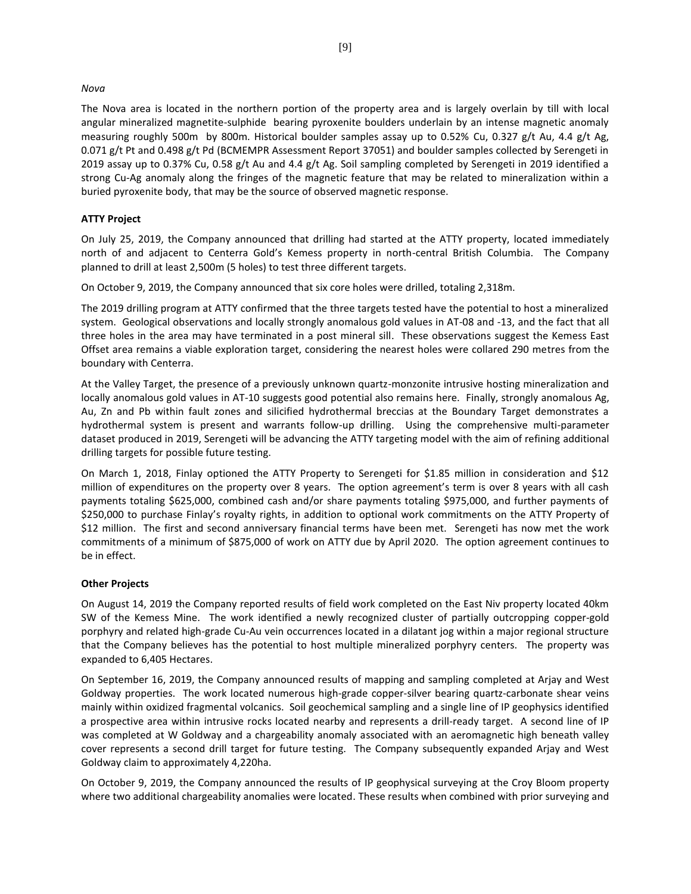*Nova*

The Nova area is located in the northern portion of the property area and is largely overlain by till with local angular mineralized magnetite-sulphide bearing pyroxenite boulders underlain by an intense magnetic anomaly measuring roughly 500m by 800m. Historical boulder samples assay up to 0.52% Cu, 0.327 g/t Au, 4.4 g/t Ag, 0.071 g/t Pt and 0.498 g/t Pd (BCMEMPR Assessment Report 37051) and boulder samples collected by Serengeti in 2019 assay up to 0.37% Cu, 0.58 g/t Au and 4.4 g/t Ag. Soil sampling completed by Serengeti in 2019 identified a strong Cu-Ag anomaly along the fringes of the magnetic feature that may be related to mineralization within a buried pyroxenite body, that may be the source of observed magnetic response.

**ATTY Project**

On July 25, 2019, the Company announced that drilling had started at the ATTY property, located immediately north of and adjacent to Centerra Gold's Kemess property in north-central British Columbia. The Company planned to drill at least 2,500m (5 holes) to test three different targets.

On October 9, 2019, the Company announced that six core holes were drilled, totaling 2,318m.

The 2019 drilling program at ATTY confirmed that the three targets tested have the potential to host a mineralized system. Geological observations and locally strongly anomalous gold values in AT-08 and -13, and the fact that all three holes in the area may have terminated in a post mineral sill. These observations suggest the Kemess East Offset area remains a viable exploration target, considering the nearest holes were collared 290 metres from the boundary with Centerra.

At the Valley Target, the presence of a previously unknown quartz-monzonite intrusive hosting mineralization and locally anomalous gold values in AT-10 suggests good potential also remains here. Finally, strongly anomalous Ag, Au, Zn and Pb within fault zones and silicified hydrothermal breccias at the Boundary Target demonstrates a hydrothermal system is present and warrants follow-up drilling. Using the comprehensive multi-parameter dataset produced in 2019, Serengeti will be advancing the ATTY targeting model with the aim of refining additional drilling targets for possible future testing.

On March 1, 2018, Finlay optioned the ATTY Property to Serengeti for $1.85 million in consideration and $12 million of expenditures on the property over 8 years. The option agreement's term is over 8 years with all cash payments totaling $625,000, combined cash and/or share payments totaling $975,000, and further payments of $250,000 to purchase Finlay's royalty rights, in addition to optional work commitments on the ATTY Property of $12 million. The first and second anniversary financial terms have been met. Serengeti has now met the work commitments of a minimum of $875,000 of work on ATTY due by April 2020. The option agreement continues to be in effect.

**Other Projects**

On August 14, 2019 the Company reported results of field work completed on the East Niv property located 40km SW of the Kemess Mine. The work identified a newly recognized cluster of partially outcropping copper-gold porphyry and related high-grade Cu-Au vein occurrences located in a dilatant jog within a major regional structure that the Company believes has the potential to host multiple mineralized porphyry centers. The property was expanded to 6,405 Hectares.

On September 16, 2019, the Company announced results of mapping and sampling completed at Arjay and West Goldway properties. The work located numerous high-grade copper-silver bearing quartz-carbonate shear veins mainly within oxidized fragmental volcanics. Soil geochemical sampling and a single line of IP geophysics identified a prospective area within intrusive rocks located nearby and represents a drill-ready target. A second line of IP was completed at W Goldway and a chargeability anomaly associated with an aeromagnetic high beneath valley cover represents a second drill target for future testing. The Company subsequently expanded Arjay and West Goldway claim to approximately 4,220ha.

On October 9, 2019, the Company announced the results of IP geophysical surveying at the Croy Bloom property where two additional chargeability anomalies were located. These results when combined with prior surveying and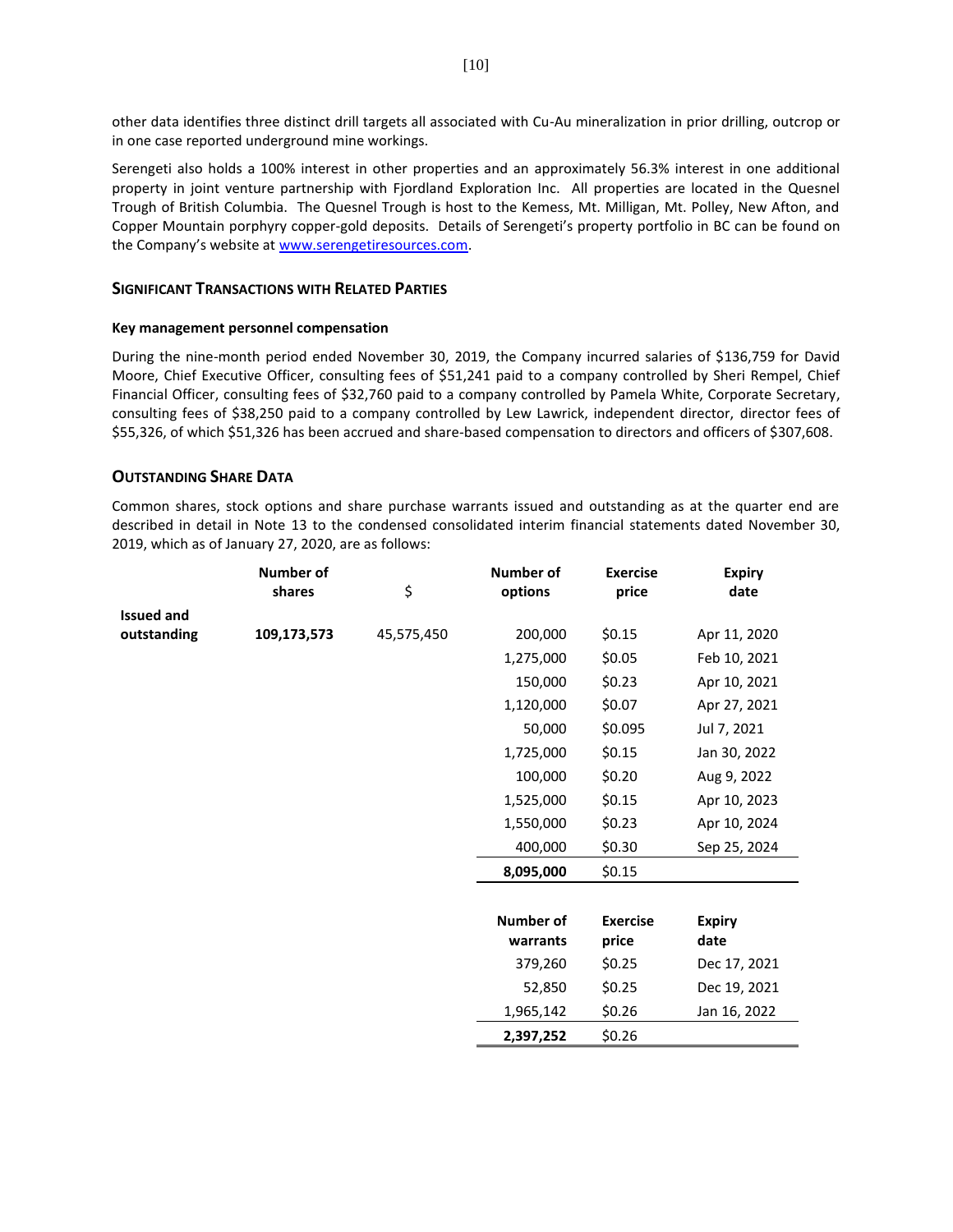other data identifies three distinct drill targets all associated with Cu-Au mineralization in prior drilling, outcrop or in one case reported underground mine workings.

Serengeti also holds a 100% interest in other properties and an approximately 56.3% interest in one additional property in joint venture partnership with Fjordland Exploration Inc. All properties are located in the Quesnel Trough of British Columbia. The Quesnel Trough is host to the Kemess, Mt. Milligan, Mt. Polley, New Afton, and Copper Mountain porphyry copper-gold deposits. Details of Serengeti's property portfolio in BC can be found on the Company's website at www.serengetiresources.com.

## SIGNIFICANT TRANSACTIONS WITH RELATED PARTIES

### Key management personnel compensation

During the nine-month period ended November 30, 2019, the Company incurred salaries of $136,759 for David Moore, Chief Executive Officer, consulting fees of $51,241 paid to a company controlled by Sheri Rempel, Chief Financial Officer, consulting fees of $32,760 paid to a company controlled by Pamela White, Corporate Secretary, consulting fees of $38,250 paid to a company controlled by Lew Lawrick, independent director, director fees of $55,326, of which $51,326 has been accrued and share-based compensation to directors and officers of $307,608.

## OUTSTANDING SHARE DATA

Common shares, stock options and share purchase warrants issued and outstanding as at the quarter end are described in detail in Note 13 to the condensed consolidated interim financial statements dated November 30, 2019, which as of January 27, 2020, are as follows:

| | Number of shares | $ | Number of options | Exercise price | Expiry date |
|---|---|---|---|---|---|
| **Issued and outstanding** | **109,173,573** | 45,575,450 | 200,000 | $0.15 | Apr 11, 2020 |
| | | | 1,275,000 | $0.05 | Feb 10, 2021 |
| | | | 150,000 | $0.23 | Apr 10, 2021 |
| | | | 1,120,000 | $0.07 | Apr 27, 2021 |
| | | | 50,000 | $0.095 | Jul 7, 2021 |
| | | | 1,725,000 | $0.15 | Jan 30, 2022 |
| | | | 100,000 | $0.20 | Aug 9, 2022 |
| | | | 1,525,000 | $0.15 | Apr 10, 2023 |
| | | | 1,550,000 | $0.23 | Apr 10, 2024 |
| | | | 400,000 | $0.30 | Sep 25, 2024 |
| | | | **8,095,000** | $0.15 | |

| Number of warrants | Exercise price | Expiry date |
|---|---|---|
| 379,260 | $0.25 | Dec 17, 2021 |
| 52,850 | $0.25 | Dec 19, 2021 |
| 1,965,142 | $0.26 | Jan 16, 2022 |
| **2,397,252** | $0.26 | |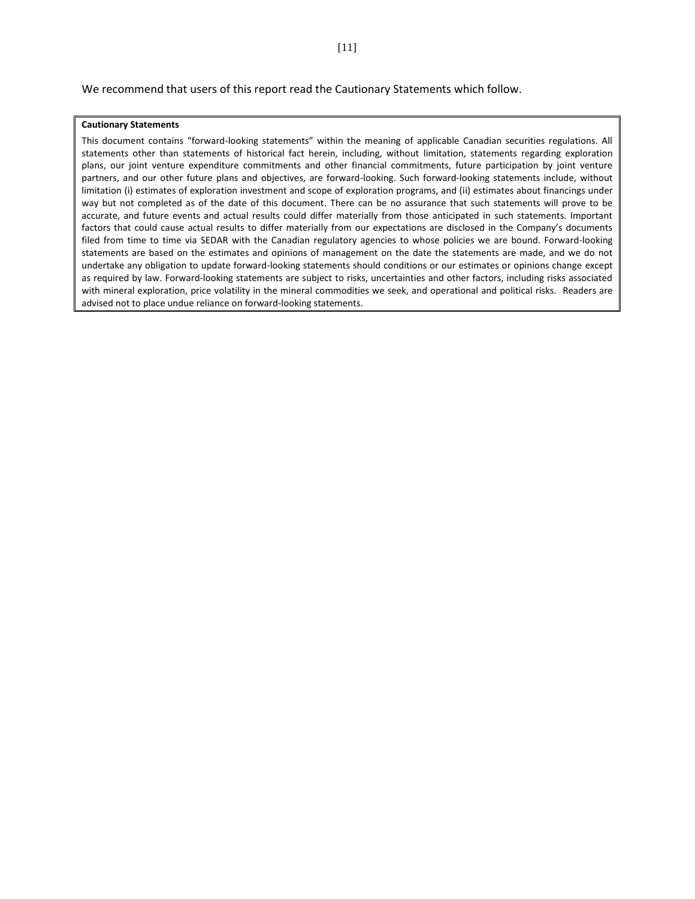We recommend that users of this report read the Cautionary Statements which follow.

**Cautionary Statements**

This document contains "forward-looking statements" within the meaning of applicable Canadian securities regulations. All statements other than statements of historical fact herein, including, without limitation, statements regarding exploration plans, our joint venture expenditure commitments and other financial commitments, future participation by joint venture partners, and our other future plans and objectives, are forward-looking. Such forward-looking statements include, without limitation (i) estimates of exploration investment and scope of exploration programs, and (ii) estimates about financings under way but not completed as of the date of this document. There can be no assurance that such statements will prove to be accurate, and future events and actual results could differ materially from those anticipated in such statements. Important factors that could cause actual results to differ materially from our expectations are disclosed in the Company's documents filed from time to time via SEDAR with the Canadian regulatory agencies to whose policies we are bound. Forward-looking statements are based on the estimates and opinions of management on the date the statements are made, and we do not undertake any obligation to update forward-looking statements should conditions or our estimates or opinions change except as required by law. Forward-looking statements are subject to risks, uncertainties and other factors, including risks associated with mineral exploration, price volatility in the mineral commodities we seek, and operational and political risks. Readers are advised not to place undue reliance on forward-looking statements.